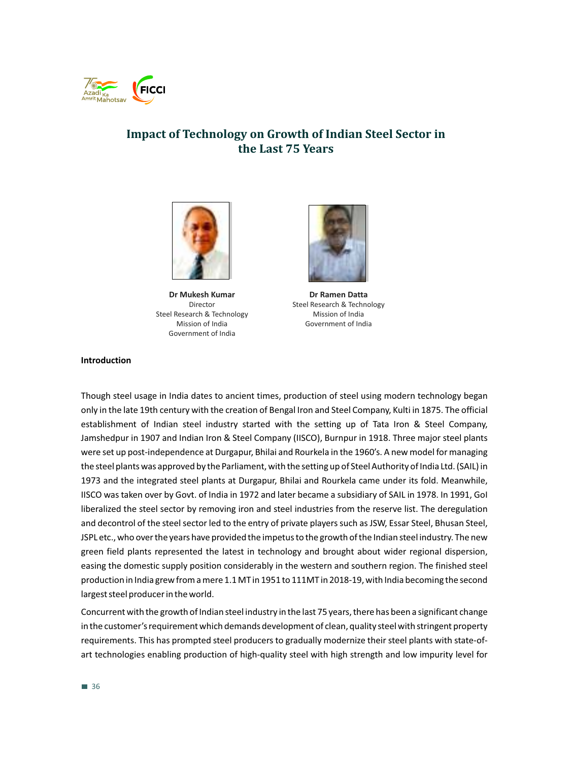# Impact of Technology on Growth of Indian Steel Sector in the Last 75 Years

**Dr Mukesh Kumar**
Director
Steel Research & Technology
Mission of India
Government of India

**Dr Ramen Datta**
Steel Research & Technology
Mission of India
Government of India

**Introduction**

Though steel usage in India dates to ancient times, production of steel using modern technology began only in the late 19th century with the creation of Bengal Iron and Steel Company, Kulti in 1875. The official establishment of Indian steel industry started with the setting up of Tata Iron & Steel Company, Jamshedpur in 1907 and Indian Iron & Steel Company (IISCO), Burnpur in 1918. Three major steel plants were set up post-independence at Durgapur, Bhilai and Rourkela in the 1960's. A new model for managing the steel plants was approved by the Parliament, with the setting up of Steel Authority of India Ltd. (SAIL) in 1973 and the integrated steel plants at Durgapur, Bhilai and Rourkela came under its fold. Meanwhile, IISCO was taken over by Govt. of India in 1972 and later became a subsidiary of SAIL in 1978. In 1991, GoI liberalized the steel sector by removing iron and steel industries from the reserve list. The deregulation and decontrol of the steel sector led to the entry of private players such as JSW, Essar Steel, Bhusan Steel, JSPL etc., who over the years have provided the impetus to the growth of the Indian steel industry. The new green field plants represented the latest in technology and brought about wider regional dispersion, easing the domestic supply position considerably in the western and southern region. The finished steel production in India grew from a mere 1.1 MT in 1951 to 111MT in 2018-19, with India becoming the second largest steel producer in the world.

Concurrent with the growth of Indian steel industry in the last 75 years, there has been a significant change in the customer's requirement which demands development of clean, quality steel with stringent property requirements. This has prompted steel producers to gradually modernize their steel plants with state-of-art technologies enabling production of high-quality steel with high strength and low impurity level for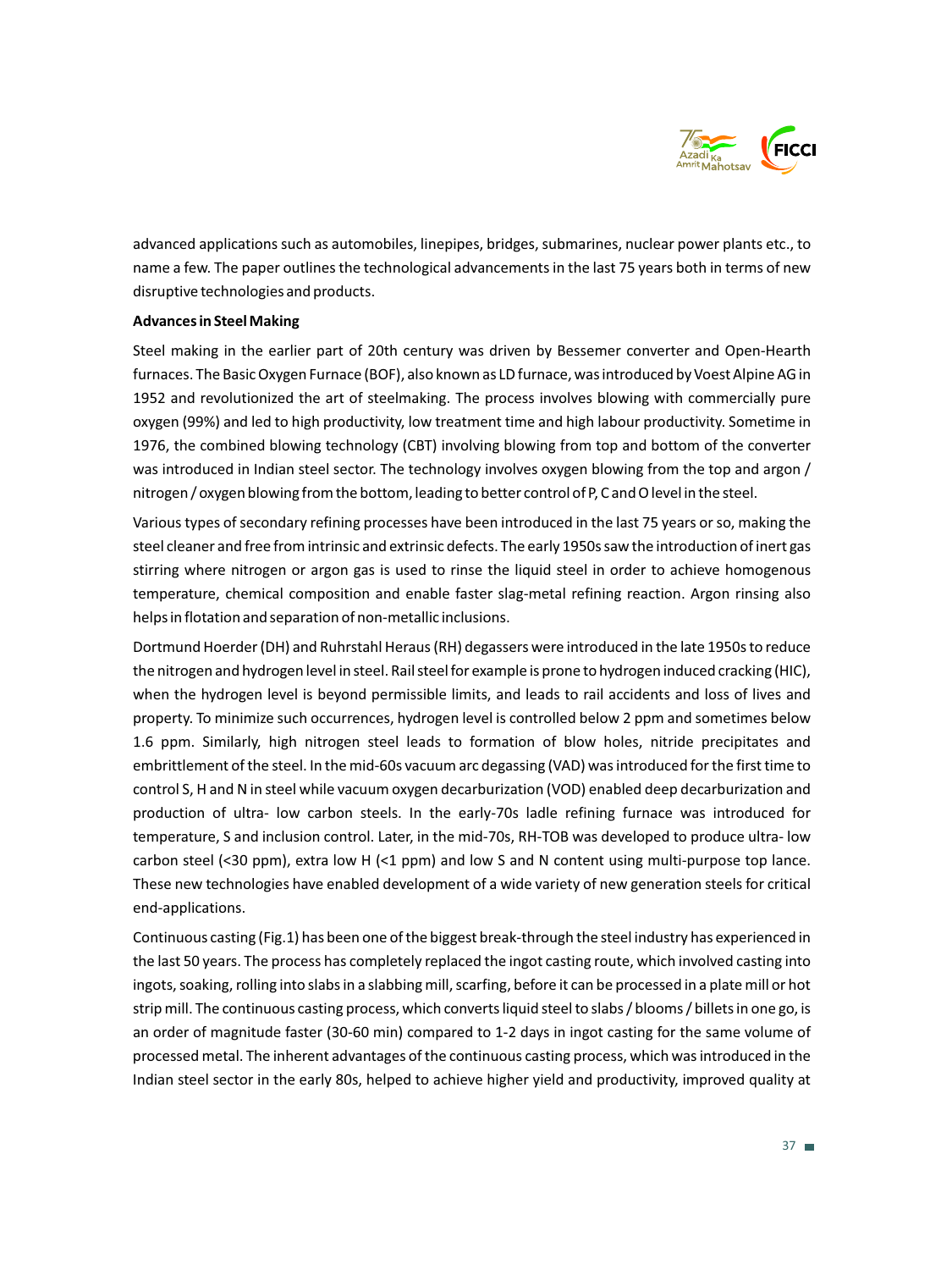advanced applications such as automobiles, linepipes, bridges, submarines, nuclear power plants etc., to name a few. The paper outlines the technological advancements in the last 75 years both in terms of new disruptive technologies and products.

**Advances in Steel Making**

Steel making in the earlier part of 20th century was driven by Bessemer converter and Open-Hearth furnaces. The Basic Oxygen Furnace (BOF), also known as LD furnace, was introduced by Voest Alpine AG in 1952 and revolutionized the art of steelmaking. The process involves blowing with commercially pure oxygen (99%) and led to high productivity, low treatment time and high labour productivity. Sometime in 1976, the combined blowing technology (CBT) involving blowing from top and bottom of the converter was introduced in Indian steel sector. The technology involves oxygen blowing from the top and argon / nitrogen / oxygen blowing from the bottom, leading to better control of P, C and O level in the steel.

Various types of secondary refining processes have been introduced in the last 75 years or so, making the steel cleaner and free from intrinsic and extrinsic defects. The early 1950s saw the introduction of inert gas stirring where nitrogen or argon gas is used to rinse the liquid steel in order to achieve homogenous temperature, chemical composition and enable faster slag-metal refining reaction. Argon rinsing also helps in flotation and separation of non-metallic inclusions.

Dortmund Hoerder (DH) and Ruhrstahl Heraus (RH) degassers were introduced in the late 1950s to reduce the nitrogen and hydrogen level in steel. Rail steel for example is prone to hydrogen induced cracking (HIC), when the hydrogen level is beyond permissible limits, and leads to rail accidents and loss of lives and property. To minimize such occurrences, hydrogen level is controlled below 2 ppm and sometimes below 1.6 ppm. Similarly, high nitrogen steel leads to formation of blow holes, nitride precipitates and embrittlement of the steel. In the mid-60s vacuum arc degassing (VAD) was introduced for the first time to control S, H and N in steel while vacuum oxygen decarburization (VOD) enabled deep decarburization and production of ultra- low carbon steels. In the early-70s ladle refining furnace was introduced for temperature, S and inclusion control. Later, in the mid-70s, RH-TOB was developed to produce ultra- low carbon steel (<30 ppm), extra low H (<1 ppm) and low S and N content using multi-purpose top lance. These new technologies have enabled development of a wide variety of new generation steels for critical end-applications.

Continuous casting (Fig.1) has been one of the biggest break-through the steel industry has experienced in the last 50 years. The process has completely replaced the ingot casting route, which involved casting into ingots, soaking, rolling into slabs in a slabbing mill, scarfing, before it can be processed in a plate mill or hot strip mill. The continuous casting process, which converts liquid steel to slabs / blooms / billets in one go, is an order of magnitude faster (30-60 min) compared to 1-2 days in ingot casting for the same volume of processed metal. The inherent advantages of the continuous casting process, which was introduced in the Indian steel sector in the early 80s, helped to achieve higher yield and productivity, improved quality at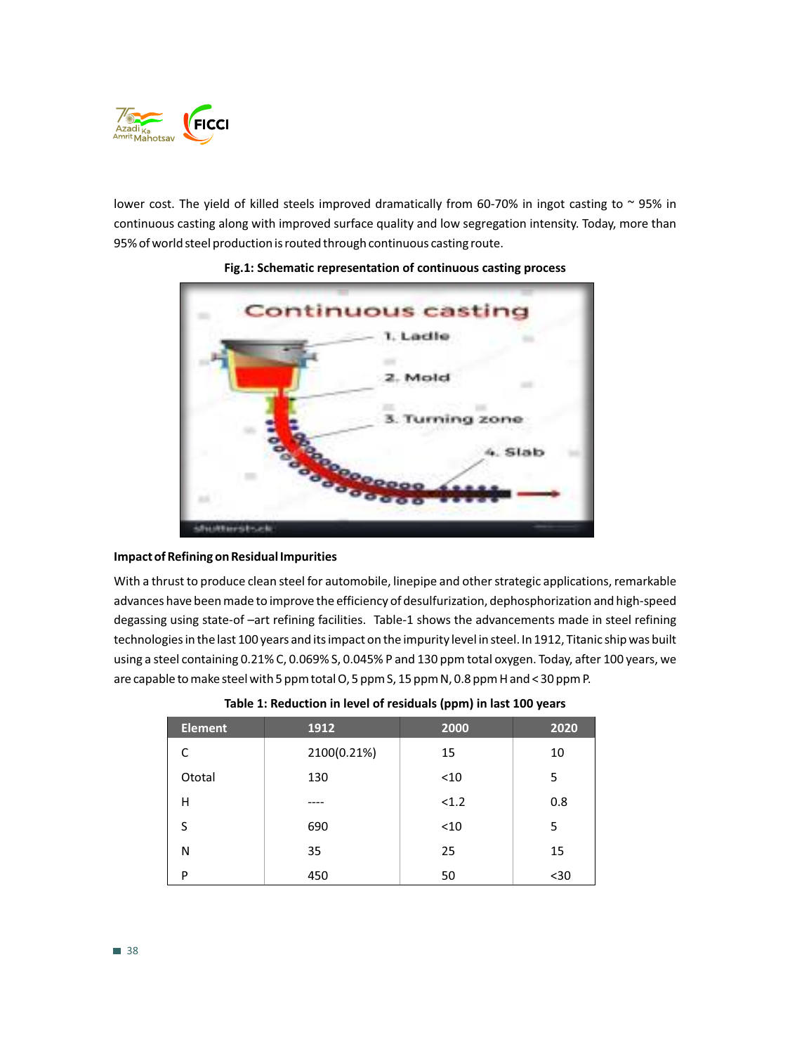lower cost. The yield of killed steels improved dramatically from 60-70% in ingot casting to ~ 95% in continuous casting along with improved surface quality and low segregation intensity. Today, more than 95% of world steel production is routed through continuous casting route.

**Fig.1: Schematic representation of continuous casting process**

**Impact of Refining on Residual Impurities**

With a thrust to produce clean steel for automobile, linepipe and other strategic applications, remarkable advances have been made to improve the efficiency of desulfurization, dephosphorization and high-speed degassing using state-of –art refining facilities. Table-1 shows the advancements made in steel refining technologies in the last 100 years and its impact on the impurity level in steel. In 1912, Titanic ship was built using a steel containing 0.21% C, 0.069% S, 0.045% P and 130 ppm total oxygen. Today, after 100 years, we are capable to make steel with 5 ppm total O, 5 ppm S, 15 ppm N, 0.8 ppm H and < 30 ppm P.

**Table 1: Reduction in level of residuals (ppm) in last 100 years**

| Element | 1912 | 2000 | 2020 |
|---|---|---|---|
| C | 2100(0.21%) | 15 | 10 |
| Ototal | 130 | <10 | 5 |
| H | ---- | <1.2 | 0.8 |
| S | 690 | <10 | 5 |
| N | 35 | 25 | 15 |
| P | 450 | 50 | <30 |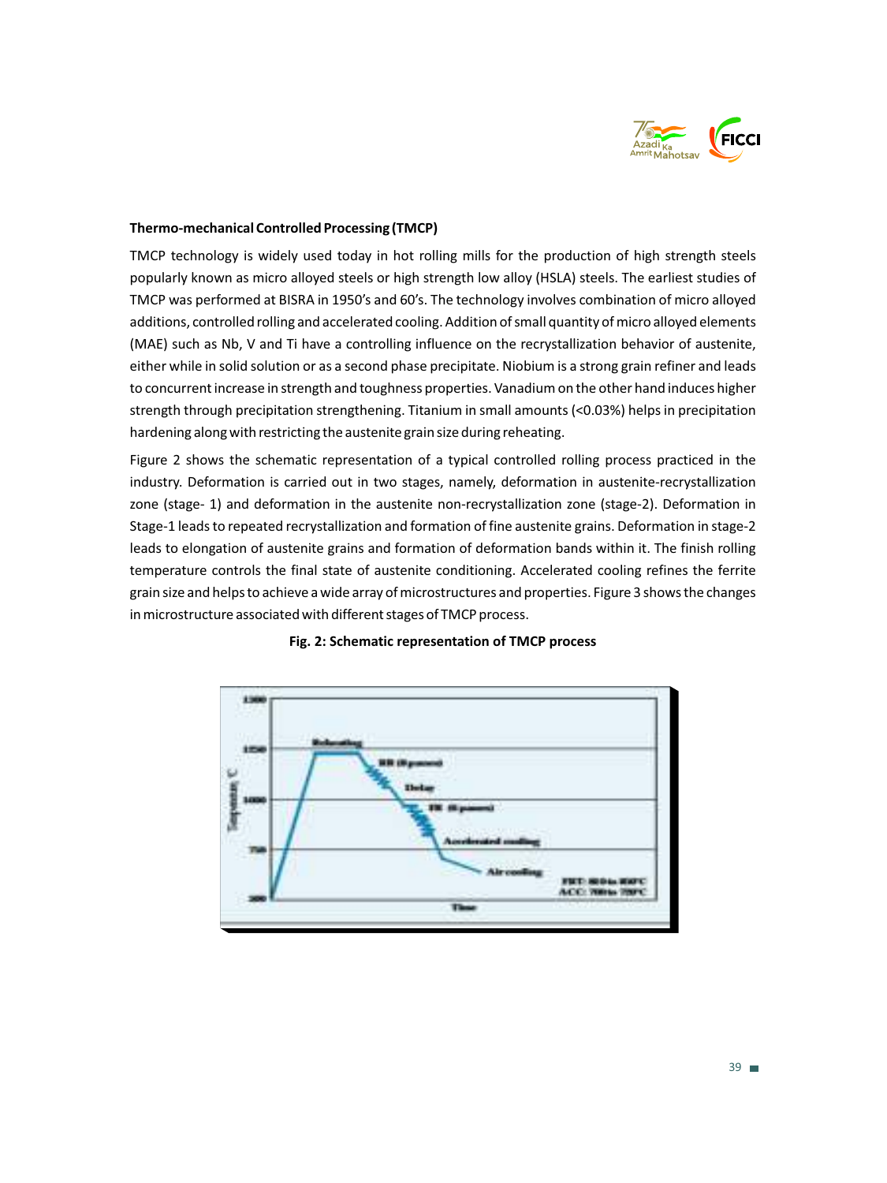**Thermo-mechanical Controlled Processing (TMCP)**

TMCP technology is widely used today in hot rolling mills for the production of high strength steels popularly known as micro alloyed steels or high strength low alloy (HSLA) steels. The earliest studies of TMCP was performed at BISRA in 1950's and 60's. The technology involves combination of micro alloyed additions, controlled rolling and accelerated cooling. Addition of small quantity of micro alloyed elements (MAE) such as Nb, V and Ti have a controlling influence on the recrystallization behavior of austenite, either while in solid solution or as a second phase precipitate. Niobium is a strong grain refiner and leads to concurrent increase in strength and toughness properties. Vanadium on the other hand induces higher strength through precipitation strengthening. Titanium in small amounts (<0.03%) helps in precipitation hardening along with restricting the austenite grain size during reheating.

Figure 2 shows the schematic representation of a typical controlled rolling process practiced in the industry. Deformation is carried out in two stages, namely, deformation in austenite-recrystallization zone (stage- 1) and deformation in the austenite non-recrystallization zone (stage-2). Deformation in Stage-1 leads to repeated recrystallization and formation of fine austenite grains. Deformation in stage-2 leads to elongation of austenite grains and formation of deformation bands within it. The finish rolling temperature controls the final state of austenite conditioning. Accelerated cooling refines the ferrite grain size and helps to achieve a wide array of microstructures and properties. Figure 3 shows the changes in microstructure associated with different stages of TMCP process.

**Fig. 2: Schematic representation of TMCP process**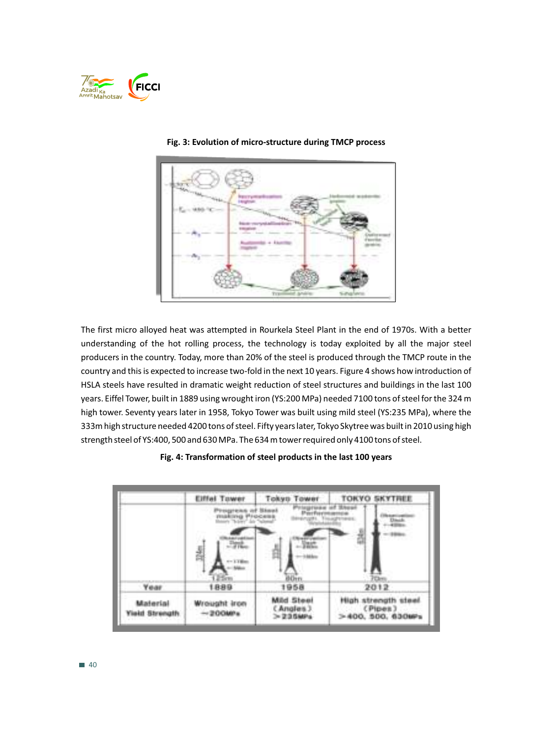**Fig. 3: Evolution of micro-structure during TMCP process**

The first micro alloyed heat was attempted in Rourkela Steel Plant in the end of 1970s. With a better understanding of the hot rolling process, the technology is today exploited by all the major steel producers in the country. Today, more than 20% of the steel is produced through the TMCP route in the country and this is expected to increase two-fold in the next 10 years. Figure 4 shows how introduction of HSLA steels have resulted in dramatic weight reduction of steel structures and buildings in the last 100 years. Eiffel Tower, built in 1889 using wrought iron (YS:200 MPa) needed 7100 tons of steel for the 324 m high tower. Seventy years later in 1958, Tokyo Tower was built using mild steel (YS:235 MPa), where the 333m high structure needed 4200 tons of steel. Fifty years later, Tokyo Skytree was built in 2010 using high strength steel of YS:400, 500 and 630 MPa. The 634 m tower required only 4100 tons of steel.

**Fig. 4: Transformation of steel products in the last 100 years**

| | Eiffel Tower | Tokyo Tower | TOKYO SKYTREE |
|---|---|---|---|
| Year | 1889 | 1958 | 2012 |
| Material Yield Strength | Wrought iron ~200MPa | Mild Steel (Angles) >235MPa | High strength steel (Pipes) >400, 500, 630MPa |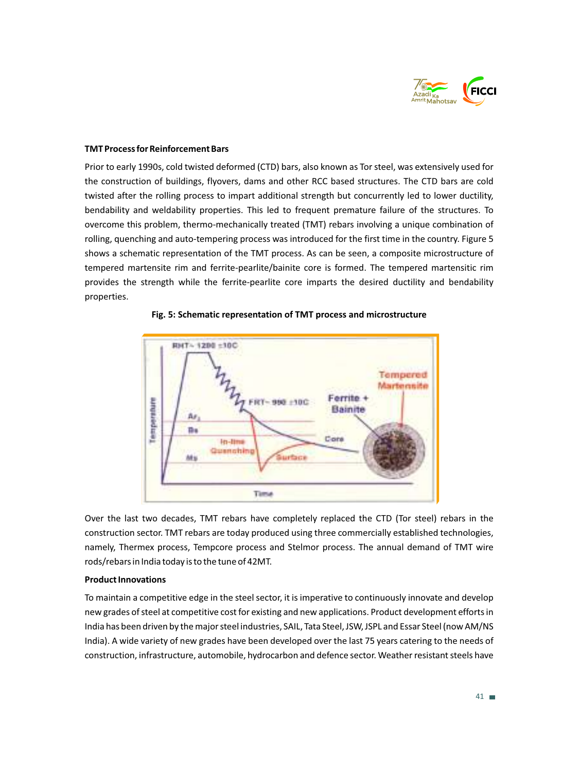### TMT Process for Reinforcement Bars

Prior to early 1990s, cold twisted deformed (CTD) bars, also known as Tor steel, was extensively used for the construction of buildings, flyovers, dams and other RCC based structures. The CTD bars are cold twisted after the rolling process to impart additional strength but concurrently led to lower ductility, bendability and weldability properties. This led to frequent premature failure of the structures. To overcome this problem, thermo-mechanically treated (TMT) rebars involving a unique combination of rolling, quenching and auto-tempering process was introduced for the first time in the country. Figure 5 shows a schematic representation of the TMT process. As can be seen, a composite microstructure of tempered martensite rim and ferrite-pearlite/bainite core is formed. The tempered martensitic rim provides the strength while the ferrite-pearlite core imparts the desired ductility and bendability properties.

**Fig. 5: Schematic representation of TMT process and microstructure**

Over the last two decades, TMT rebars have completely replaced the CTD (Tor steel) rebars in the construction sector. TMT rebars are today produced using three commercially established technologies, namely, Thermex process, Tempcore process and Stelmor process. The annual demand of TMT wire rods/rebars in India today is to the tune of 42MT.

### Product Innovations

To maintain a competitive edge in the steel sector, it is imperative to continuously innovate and develop new grades of steel at competitive cost for existing and new applications. Product development efforts in India has been driven by the major steel industries, SAIL, Tata Steel, JSW, JSPL and Essar Steel (now AM/NS India). A wide variety of new grades have been developed over the last 75 years catering to the needs of construction, infrastructure, automobile, hydrocarbon and defence sector. Weather resistant steels have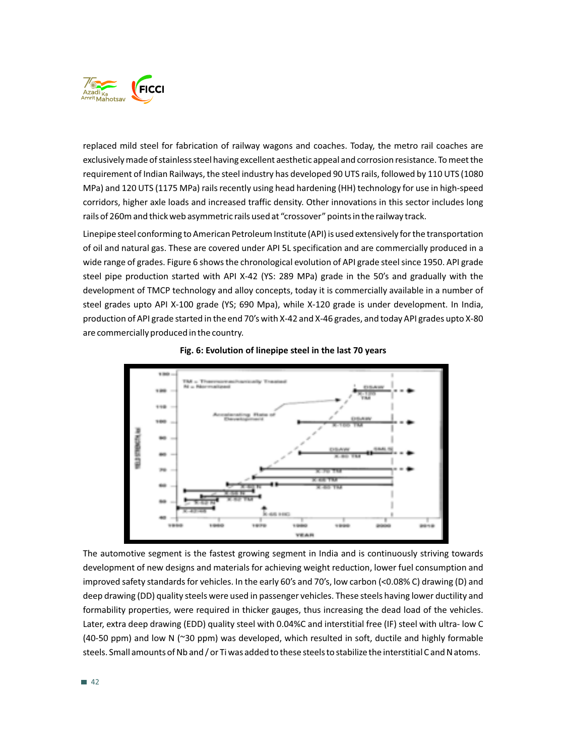replaced mild steel for fabrication of railway wagons and coaches. Today, the metro rail coaches are exclusively made of stainless steel having excellent aesthetic appeal and corrosion resistance. To meet the requirement of Indian Railways, the steel industry has developed 90 UTS rails, followed by 110 UTS (1080 MPa) and 120 UTS (1175 MPa) rails recently using head hardening (HH) technology for use in high-speed corridors, higher axle loads and increased traffic density. Other innovations in this sector includes long rails of 260m and thick web asymmetric rails used at "crossover" points in the railway track.

Linepipe steel conforming to American Petroleum Institute (API) is used extensively for the transportation of oil and natural gas. These are covered under API 5L specification and are commercially produced in a wide range of grades. Figure 6 shows the chronological evolution of API grade steel since 1950. API grade steel pipe production started with API X-42 (YS: 289 MPa) grade in the 50's and gradually with the development of TMCP technology and alloy concepts, today it is commercially available in a number of steel grades upto API X-100 grade (YS; 690 Mpa), while X-120 grade is under development. In India, production of API grade started in the end 70's with X-42 and X-46 grades, and today API grades upto X-80 are commercially produced in the country.

**Fig. 6: Evolution of linepipe steel in the last 70 years**

The automotive segment is the fastest growing segment in India and is continuously striving towards development of new designs and materials for achieving weight reduction, lower fuel consumption and improved safety standards for vehicles. In the early 60's and 70's, low carbon (<0.08% C) drawing (D) and deep drawing (DD) quality steels were used in passenger vehicles. These steels having lower ductility and formability properties, were required in thicker gauges, thus increasing the dead load of the vehicles. Later, extra deep drawing (EDD) quality steel with 0.04%C and interstitial free (IF) steel with ultra- low C (40-50 ppm) and low N (~30 ppm) was developed, which resulted in soft, ductile and highly formable steels. Small amounts of Nb and / or Ti was added to these steels to stabilize the interstitial C and N atoms.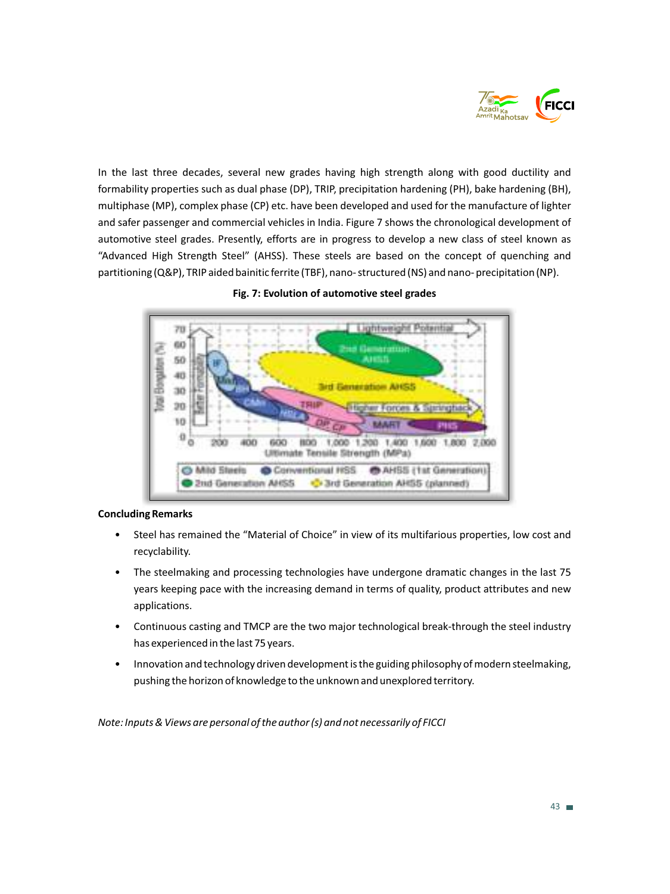In the last three decades, several new grades having high strength along with good ductility and formability properties such as dual phase (DP), TRIP, precipitation hardening (PH), bake hardening (BH), multiphase (MP), complex phase (CP) etc. have been developed and used for the manufacture of lighter and safer passenger and commercial vehicles in India. Figure 7 shows the chronological development of automotive steel grades. Presently, efforts are in progress to develop a new class of steel known as "Advanced High Strength Steel" (AHSS). These steels are based on the concept of quenching and partitioning (Q&P), TRIP aided bainitic ferrite (TBF), nano- structured (NS) and nano- precipitation (NP).

**Fig. 7: Evolution of automotive steel grades**

Lightweight Potential
2nd Generation AHSS
3rd Generation AHSS
Higher Forces & Springback
Better Formability
IF
Mild
BH
CMn
HSLA
TRIP
DP, CP
MART
PHS
Total Elongation (%)
70
60
50
40
30
20
10
0
0 200 400 600 800 1,000 1,200 1,400 1,600 1,800 2,000
Ultimate Tensile Strength (MPa)
Mild Steels
Conventional HSS
AHSS (1st Generation)
2nd Generation AHSS
3rd Generation AHSS (planned)

## Concluding Remarks

- Steel has remained the "Material of Choice" in view of its multifarious properties, low cost and recyclability.
- The steelmaking and processing technologies have undergone dramatic changes in the last 75 years keeping pace with the increasing demand in terms of quality, product attributes and new applications.
- Continuous casting and TMCP are the two major technological break-through the steel industry has experienced in the last 75 years.
- Innovation and technology driven development is the guiding philosophy of modern steelmaking, pushing the horizon of knowledge to the unknown and unexplored territory.

*Note: Inputs & Views are personal of the author (s) and not necessarily of FICCI*